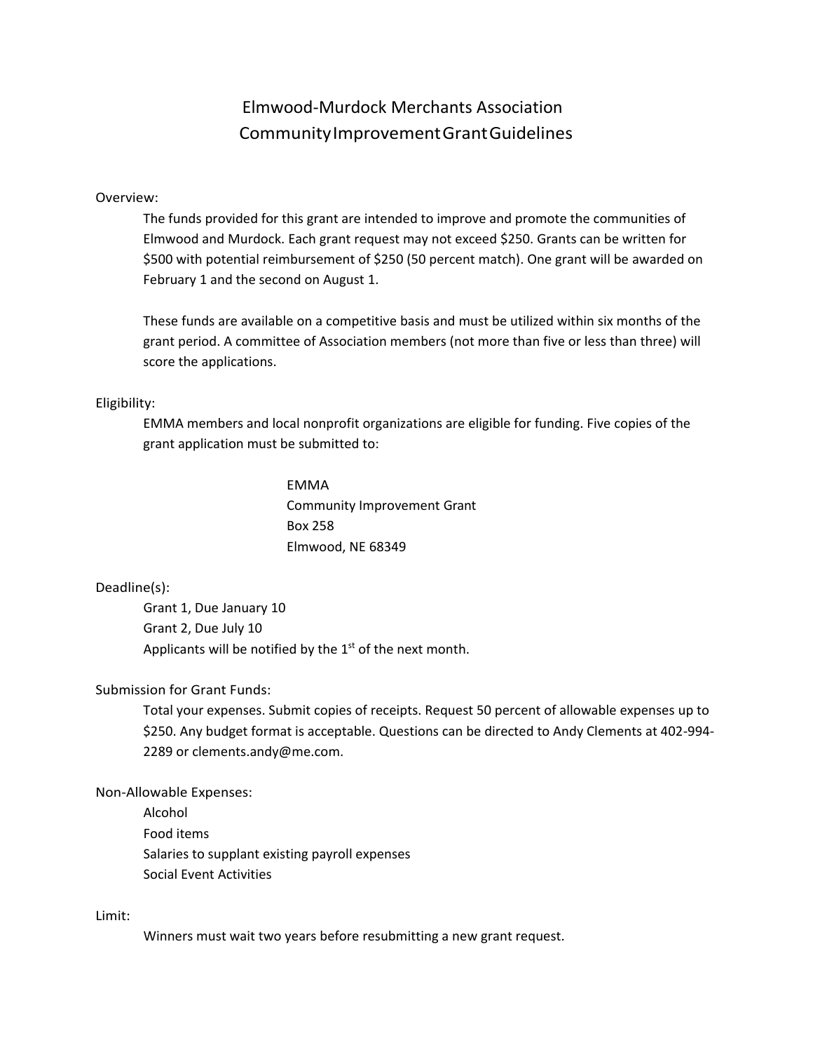# Elmwood-Murdock Merchants Association
# Community Improvement Grant Guidelines

Overview:

The funds provided for this grant are intended to improve and promote the communities of Elmwood and Murdock. Each grant request may not exceed $250. Grants can be written for $500 with potential reimbursement of $250 (50 percent match). One grant will be awarded on February 1 and the second on August 1.

These funds are available on a competitive basis and must be utilized within six months of the grant period. A committee of Association members (not more than five or less than three) will score the applications.

Eligibility:

EMMA members and local nonprofit organizations are eligible for funding. Five copies of the grant application must be submitted to:

EMMA
Community Improvement Grant
Box 258
Elmwood, NE 68349

Deadline(s):

Grant 1, Due January 10
Grant 2, Due July 10
Applicants will be notified by the 1st of the next month.

Submission for Grant Funds:

Total your expenses. Submit copies of receipts. Request 50 percent of allowable expenses up to $250. Any budget format is acceptable. Questions can be directed to Andy Clements at 402-994-2289 or clements.andy@me.com.

Non-Allowable Expenses:

Alcohol
Food items
Salaries to supplant existing payroll expenses
Social Event Activities

Limit:

Winners must wait two years before resubmitting a new grant request.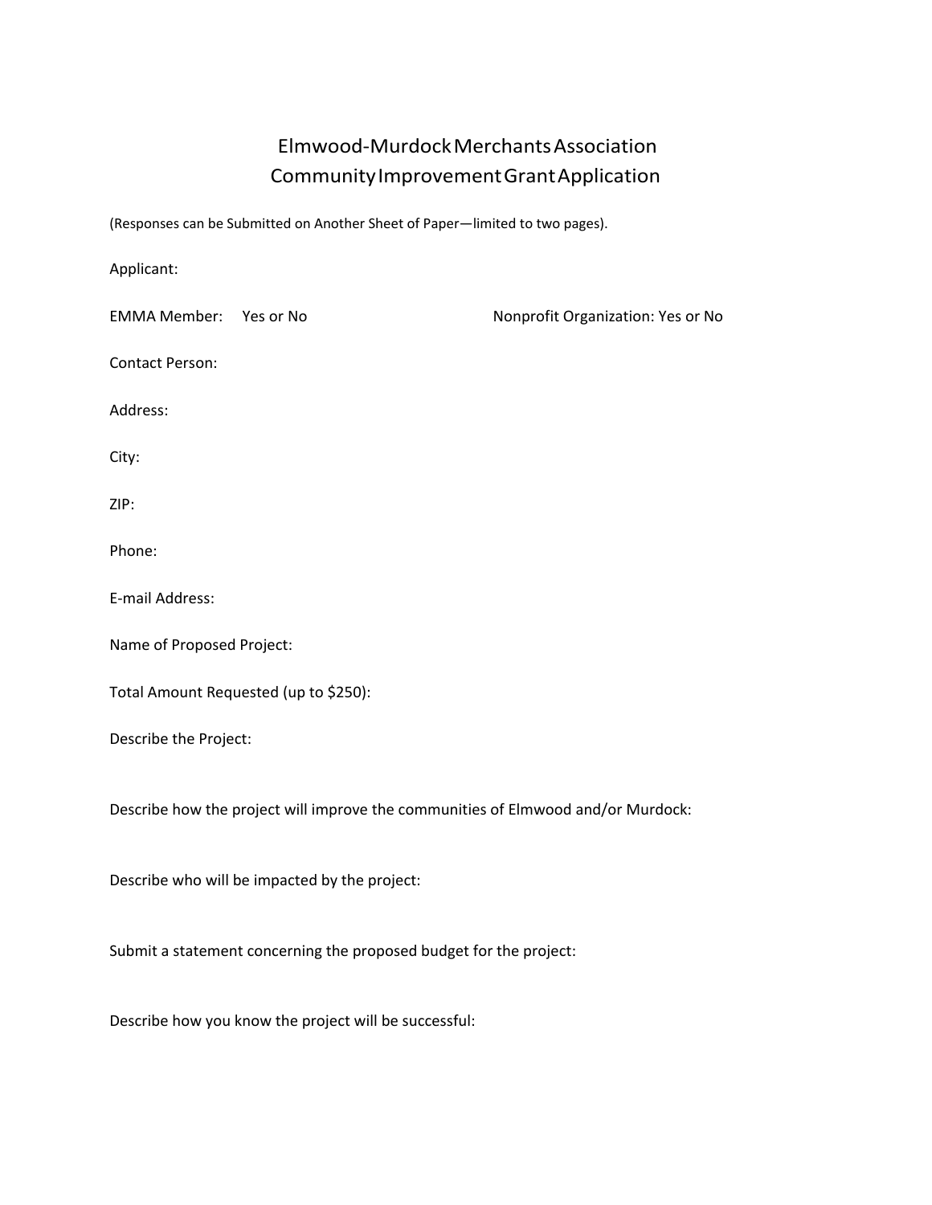# Elmwood-Murdock Merchants Association
# Community Improvement Grant Application

(Responses can be Submitted on Another Sheet of Paper—limited to two pages).

Applicant:

EMMA Member: Yes or No

Nonprofit Organization: Yes or No

Contact Person:

Address:

City:

ZIP:

Phone:

E-mail Address:

Name of Proposed Project:

Total Amount Requested (up to $250):

Describe the Project:

Describe how the project will improve the communities of Elmwood and/or Murdock:

Describe who will be impacted by the project:

Submit a statement concerning the proposed budget for the project:

Describe how you know the project will be successful: